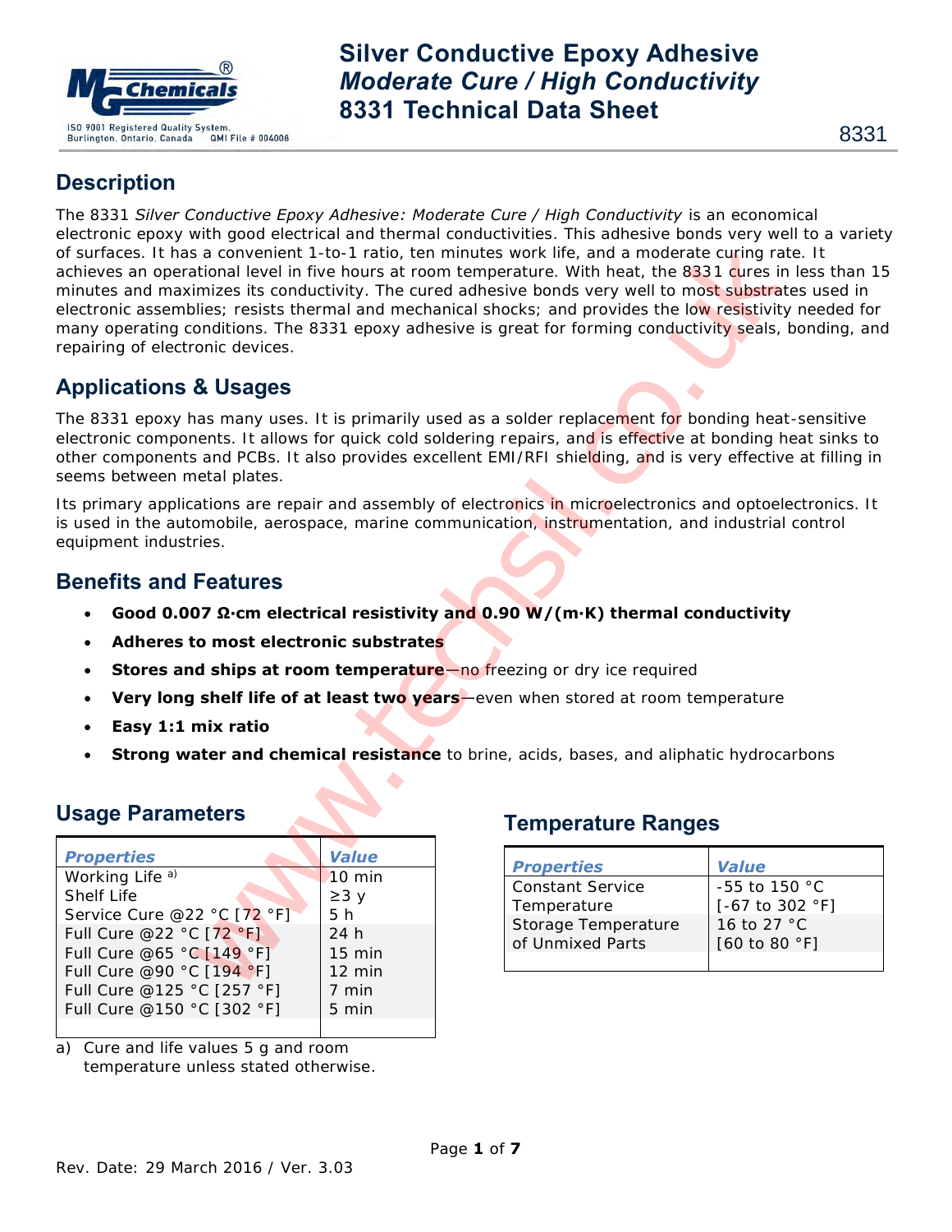# Silver Conductive Epoxy Adhesive
# *Moderate Cure / High Conductivity*
# 8331 Technical Data Sheet

8331

## Description

The 8331 *Silver Conductive Epoxy Adhesive: Moderate Cure / High Conductivity* is an economical electronic epoxy with good electrical and thermal conductivities. This adhesive bonds very well to a variety of surfaces. It has a convenient 1-to-1 ratio, ten minutes work life, and a moderate curing rate. It achieves an operational level in five hours at room temperature. With heat, the 8331 cures in less than 15 minutes and maximizes its conductivity. The cured adhesive bonds very well to most substrates used in electronic assemblies; resists thermal and mechanical shocks; and provides the low resistivity needed for many operating conditions. The 8331 epoxy adhesive is great for forming conductivity seals, bonding, and repairing of electronic devices.

## Applications & Usages

The 8331 epoxy has many uses. It is primarily used as a solder replacement for bonding heat-sensitive electronic components. It allows for quick cold soldering repairs, and is effective at bonding heat sinks to other components and PCBs. It also provides excellent EMI/RFI shielding, and is very effective at filling in seems between metal plates.

Its primary applications are repair and assembly of electronics in microelectronics and optoelectronics. It is used in the automobile, aerospace, marine communication, instrumentation, and industrial control equipment industries.

## Benefits and Features

- **Good 0.007 Ω·cm electrical resistivity and 0.90 W/(m·K) thermal conductivity**
- **Adheres to most electronic substrates**
- **Stores and ships at room temperature**—no freezing or dry ice required
- **Very long shelf life of at least two years**—even when stored at room temperature
- **Easy 1:1 mix ratio**
- **Strong water and chemical resistance** to brine, acids, bases, and aliphatic hydrocarbons

## Usage Parameters

| *Properties* | *Value* |
|---|---|
| Working Life [a)] | 10 min |
| Shelf Life | ≥3 y |
| Service Cure @22 °C [72 °F] | 5 h |
| Full Cure @22 °C [72 °F] | 24 h |
| Full Cure @65 °C [149 °F] | 15 min |
| Full Cure @90 °C [194 °F] | 12 min |
| Full Cure @125 °C [257 °F] | 7 min |
| Full Cure @150 °C [302 °F] | 5 min |

a) Cure and life values 5 g and room temperature unless stated otherwise.

## Temperature Ranges

| *Properties* | *Value* |
|---|---|
| Constant Service Temperature | -55 to 150 °C [-67 to 302 °F] |
| Storage Temperature of Unmixed Parts | 16 to 27 °C [60 to 80 °F] |

Rev. Date: 29 March 2016 / Ver. 3.03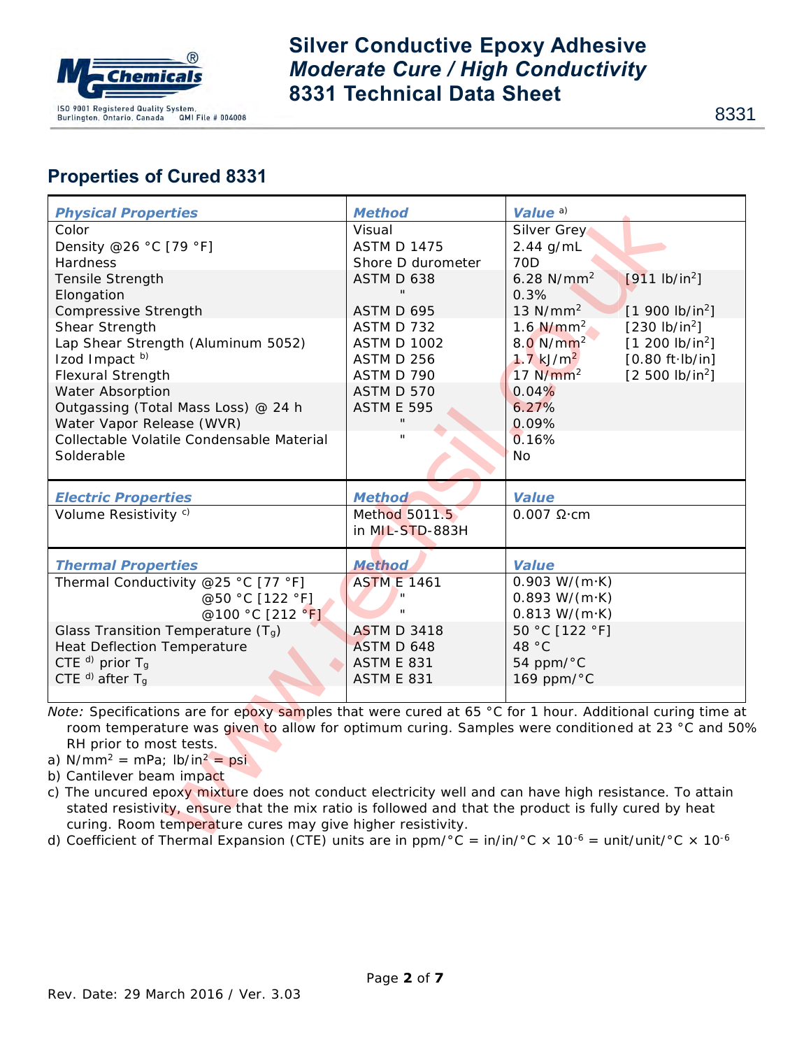## Properties of Cured 8331

| *Physical Properties* | *Method* | *Value* [a)] | |
|---|---|---|---|
| Color | Visual | Silver Grey | |
| Density @26 °C [79 °F] | ASTM D 1475 | 2.44 g/mL | |
| Hardness | Shore D durometer | 70D | |
| Tensile Strength | ASTM D 638 | 6.28 N/mm$^2$ | [911 lb/in$^2$] |
| Elongation | " | 0.3% | |
| Compressive Strength | ASTM D 695 | 13 N/mm$^2$ | [1 900 lb/in$^2$] |
| Shear Strength | ASTM D 732 | 1.6 N/mm$^2$ | [230 lb/in$^2$] |
| Lap Shear Strength (Aluminum 5052) | ASTM D 1002 | 8.0 N/mm$^2$ | [1 200 lb/in$^2$] |
| Izod Impact [b)] | ASTM D 256 | 1.7 kJ/m$^2$ | [0.80 ft·lb/in] |
| Flexural Strength | ASTM D 790 | 17 N/mm$^2$ | [2 500 lb/in$^2$] |
| Water Absorption | ASTM D 570 | 0.04% | |
| Outgassing (Total Mass Loss) @ 24 h | ASTM E 595 | 6.27% | |
| Water Vapor Release (WVR) | " | 0.09% | |
| Collectable Volatile Condensable Material | " | 0.16% | |
| Solderable | | No | |

| *Electric Properties* | *Method* | *Value* |
|---|---|---|
| Volume Resistivity [c)] | Method 5011.5 in MIL-STD-883H | 0.007 Ω·cm |

| *Thermal Properties* | *Method* | *Value* |
|---|---|---|
| Thermal Conductivity @25 °C [77 °F] | ASTM E 1461 | 0.903 W/(m·K) |
| @50 °C [122 °F] | " | 0.893 W/(m·K) |
| @100 °C [212 °F] | " | 0.813 W/(m·K) |
| Glass Transition Temperature ($T_g$) | ASTM D 3418 | 50 °C [122 °F] |
| Heat Deflection Temperature | ASTM D 648 | 48 °C |
| CTE [d)] prior $T_g$ | ASTM E 831 | 54 ppm/°C |
| CTE [d)] after $T_g$ | ASTM E 831 | 169 ppm/°C |

*Note:* Specifications are for epoxy samples that were cured at 65 °C for 1 hour. Additional curing time at room temperature was given to allow for optimum curing. Samples were conditioned at 23 °C and 50% RH prior to most tests.

a) N/mm$^2$ = mPa; lb/in$^2$ = psi

b) Cantilever beam impact

c) The uncured epoxy mixture does not conduct electricity well and can have high resistance. To attain stated resistivity, ensure that the mix ratio is followed and that the product is fully cured by heat curing. Room temperature cures may give higher resistivity.

d) Coefficient of Thermal Expansion (CTE) units are in ppm/°C = in/in/°C × $10^{-6}$ = unit/unit/°C × $10^{-6}$

Rev. Date: 29 March 2016 / Ver. 3.03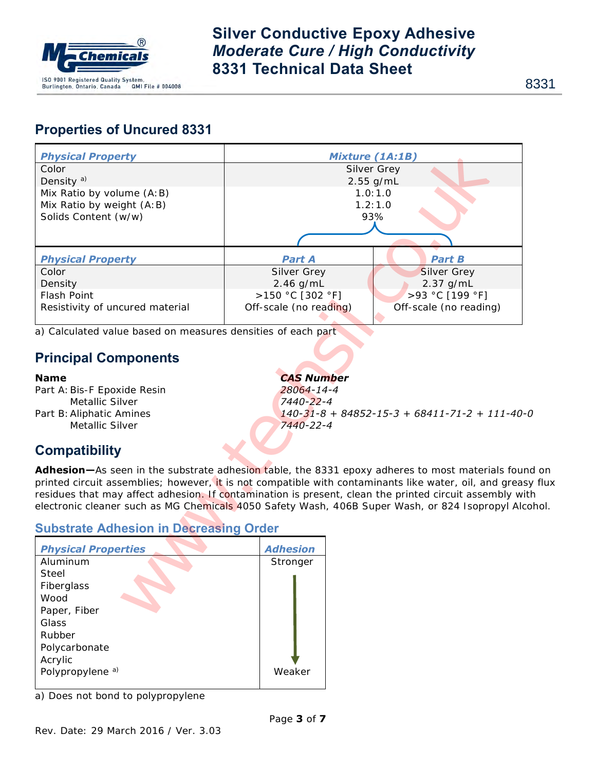## Properties of Uncured 8331

| *Physical Property* | *Mixture (1A:1B)* |
|---|---|
| Color | Silver Grey |
| Density [a] | 2.55 g/mL |
| Mix Ratio by volume (A:B) | 1.0:1.0 |
| Mix Ratio by weight (A:B) | 1.2:1.0 |
| Solids Content (w/w) | 93% |

| *Physical Property* | *Part A* | *Part B* |
|---|---|---|
| Color | Silver Grey | Silver Grey |
| Density | 2.46 g/mL | 2.37 g/mL |
| Flash Point | >150 °C [302 °F] | >93 °C [199 °F] |
| Resistivity of uncured material | Off-scale (no reading) | Off-scale (no reading) |

a) Calculated value based on measures densities of each part

## Principal Components

| **Name** | ***CAS Number*** |
|---|---|
| Part A: Bis-F Epoxide Resin | *28064-14-4* |
| Metallic Silver | *7440-22-4* |
| Part B: Aliphatic Amines | *140-31-8 + 84852-15-3 + 68411-71-2 + 111-40-0* |
| Metallic Silver | *7440-22-4* |

## Compatibility

**Adhesion—**As seen in the substrate adhesion table, the 8331 epoxy adheres to most materials found on printed circuit assemblies; however, it is not compatible with contaminants like water, oil, and greasy flux residues that may affect adhesion. If contamination is present, clean the printed circuit assembly with electronic cleaner such as MG Chemicals 4050 Safety Wash, 406B Super Wash, or 824 Isopropyl Alcohol.

### Substrate Adhesion in Decreasing Order

| *Physical Properties* | *Adhesion* |
|---|---|
| Aluminum | Stronger |
| Steel | |
| Fiberglass | |
| Wood | |
| Paper, Fiber | |
| Glass | |
| Rubber | |
| Polycarbonate | |
| Acrylic | |
| Polypropylene [a] | Weaker |

a) Does not bond to polypropylene

Rev. Date: 29 March 2016 / Ver. 3.03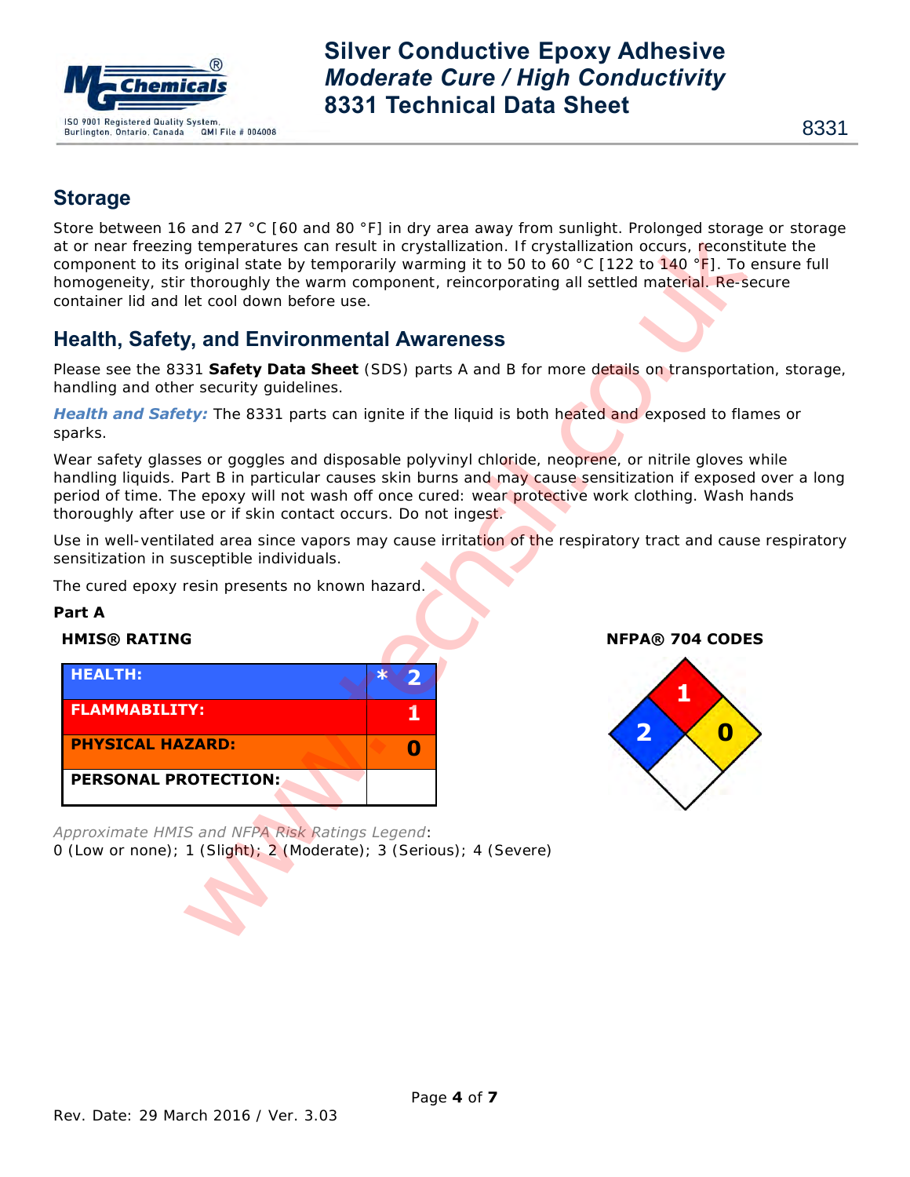## Storage

Store between 16 and 27 °C [60 and 80 °F] in dry area away from sunlight. Prolonged storage or storage at or near freezing temperatures can result in crystallization. If crystallization occurs, reconstitute the component to its original state by temporarily warming it to 50 to 60 °C [122 to 140 °F]. To ensure full homogeneity, stir thoroughly the warm component, reincorporating all settled material. Re-secure container lid and let cool down before use.

## Health, Safety, and Environmental Awareness

Please see the 8331 **Safety Data Sheet** (SDS) parts A and B for more details on transportation, storage, handling and other security guidelines.

***Health and Safety:*** The 8331 parts can ignite if the liquid is both heated and exposed to flames or sparks.

Wear safety glasses or goggles and disposable polyvinyl chloride, neoprene, or nitrile gloves while handling liquids. Part B in particular causes skin burns and may cause sensitization if exposed over a long period of time. The epoxy will not wash off once cured: wear protective work clothing. Wash hands thoroughly after use or if skin contact occurs. Do not ingest.

Use in well-ventilated area since vapors may cause irritation of the respiratory tract and cause respiratory sensitization in susceptible individuals.

The cured epoxy resin presents no known hazard.

**Part A**

**HMIS® RATING**

| HMIS® RATING | |
|---|---|
| HEALTH: | * 2 |
| FLAMMABILITY: | 1 |
| PHYSICAL HAZARD: | 0 |
| PERSONAL PROTECTION: | |

**NFPA® 704 CODES**

| NFPA® 704 | Rating |
|---|---|
| Health (blue) | 2 |
| Flammability (red) | 1 |
| Instability (yellow) | 0 |
| Special (white) | |

*Approximate HMIS and NFPA Risk Ratings Legend*:
0 (Low or none); 1 (Slight); 2 (Moderate); 3 (Serious); 4 (Severe)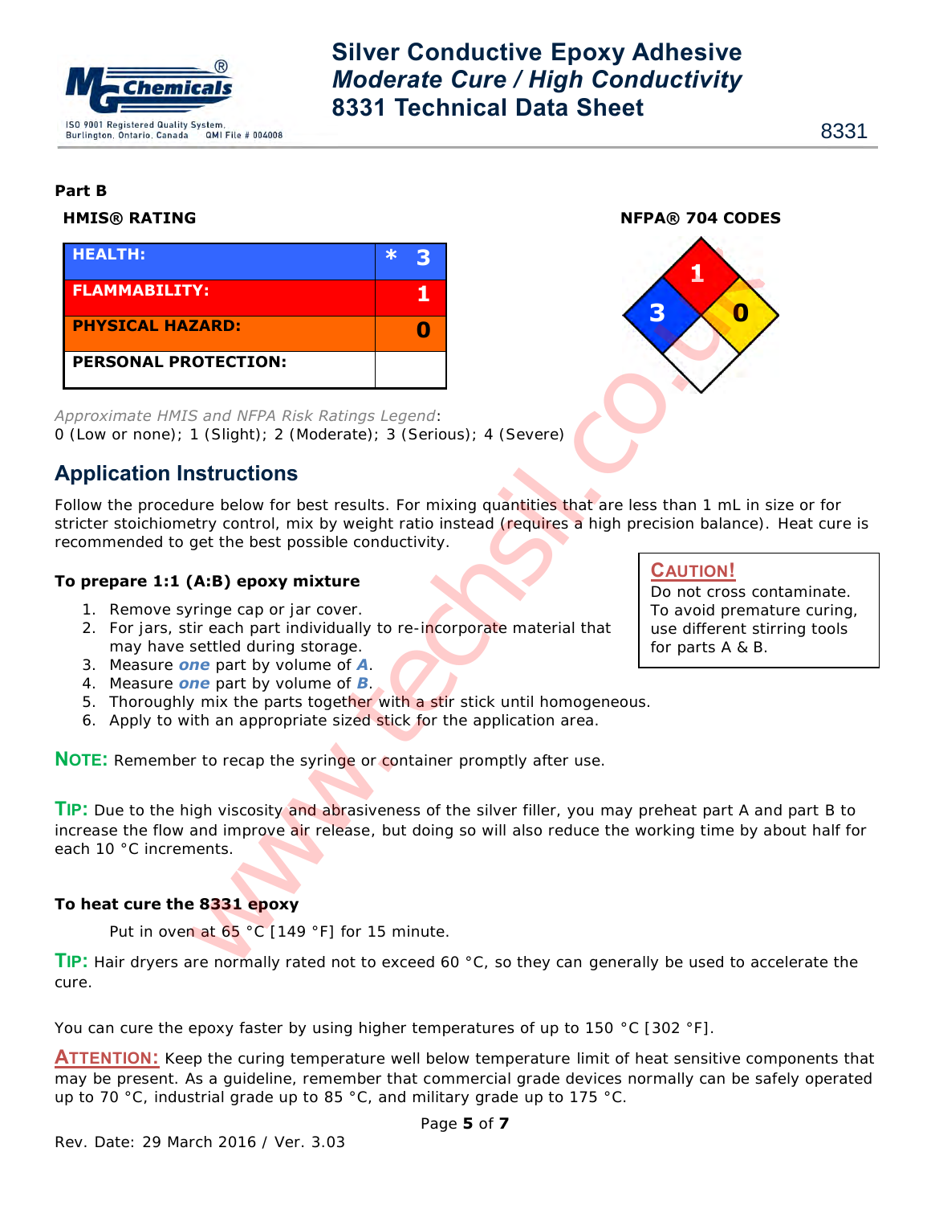**Part B**

**HMIS® RATING**

| HEALTH: | * 3 |
|---|---|
| FLAMMABILITY: | 1 |
| PHYSICAL HAZARD: | 0 |
| PERSONAL PROTECTION: | |

**NFPA® 704 CODES**

Flammability: 1; Health: 3; Instability: 0

*Approximate HMIS and NFPA Risk Ratings Legend*:
0 (Low or none); 1 (Slight); 2 (Moderate); 3 (Serious); 4 (Severe)

## Application Instructions

Follow the procedure below for best results. For mixing quantities that are less than 1 mL in size or for stricter stoichiometry control, mix by weight ratio instead (requires a high precision balance). Heat cure is recommended to get the best possible conductivity.

**To prepare 1:1 (A:B) epoxy mixture**

1. Remove syringe cap or jar cover.
2. For jars, stir each part individually to re-incorporate material that may have settled during storage.
3. Measure ***one*** part by volume of ***A***.
4. Measure ***one*** part by volume of ***B***.
5. Thoroughly mix the parts together with a stir stick until homogeneous.
6. Apply to with an appropriate sized stick for the application area.

**CAUTION!**
Do not cross contaminate. To avoid premature curing, use different stirring tools for parts A & B.

**NOTE:** Remember to recap the syringe or container promptly after use.

**TIP:** Due to the high viscosity and abrasiveness of the silver filler, you may preheat part A and part B to increase the flow and improve air release, but doing so will also reduce the working time by about half for each 10 °C increments.

**To heat cure the 8331 epoxy**

Put in oven at 65 °C [149 °F] for 15 minute.

**TIP:** Hair dryers are normally rated not to exceed 60 °C, so they can generally be used to accelerate the cure.

You can cure the epoxy faster by using higher temperatures of up to 150 °C [302 °F].

**ATTENTION:** Keep the curing temperature well below temperature limit of heat sensitive components that may be present. As a guideline, remember that commercial grade devices normally can be safely operated up to 70 °C, industrial grade up to 85 °C, and military grade up to 175 °C.

Rev. Date: 29 March 2016 / Ver. 3.03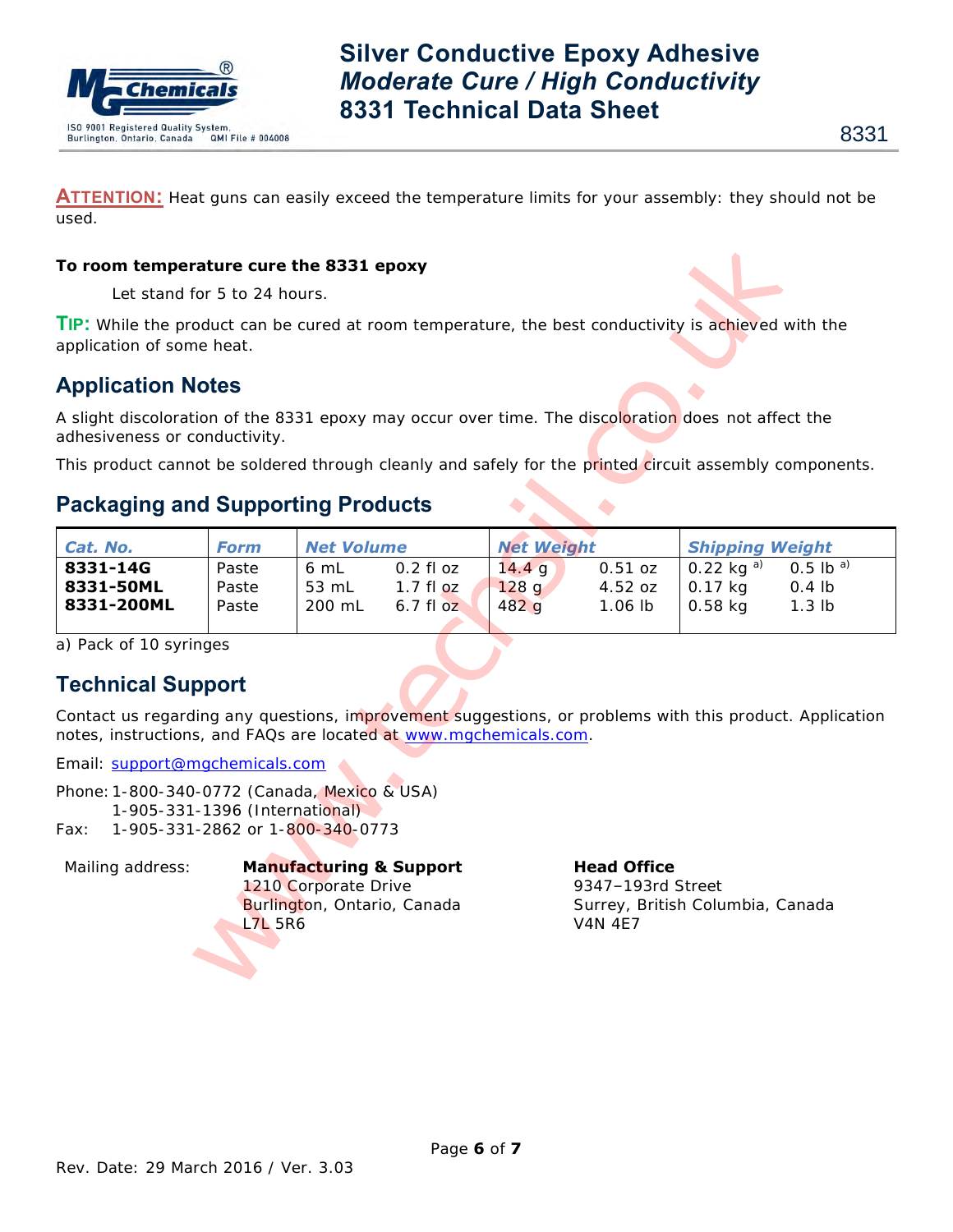**ATTENTION:** Heat guns can easily exceed the temperature limits for your assembly: they should not be used.

**To room temperature cure the 8331 epoxy**

Let stand for 5 to 24 hours.

**TIP:** While the product can be cured at room temperature, the best conductivity is achieved with the application of some heat.

## Application Notes

A slight discoloration of the 8331 epoxy may occur over time. The discoloration does not affect the adhesiveness or conductivity.

This product cannot be soldered through cleanly and safely for the printed circuit assembly components.

## Packaging and Supporting Products

| Cat. No. | Form | Net Volume | | Net Weight | | Shipping Weight | |
|---|---|---|---|---|---|---|---|
| **8331-14G** | Paste | 6 mL | 0.2 fl oz | 14.4 g | 0.51 oz | 0.22 kg [a] | 0.5 lb [a] |
| **8331-50ML** | Paste | 53 mL | 1.7 fl oz | 128 g | 4.52 oz | 0.17 kg | 0.4 lb |
| **8331-200ML** | Paste | 200 mL | 6.7 fl oz | 482 g | 1.06 lb | 0.58 kg | 1.3 lb |

a) Pack of 10 syringes

## Technical Support

Contact us regarding any questions, improvement suggestions, or problems with this product. Application notes, instructions, and FAQs are located at www.mgchemicals.com.

Email: support@mgchemicals.com

Phone: 1-800-340-0772 (Canada, Mexico & USA)
1-905-331-1396 (International)
Fax: 1-905-331-2862 or 1-800-340-0773

Mailing address:

**Manufacturing & Support**
1210 Corporate Drive
Burlington, Ontario, Canada
L7L 5R6

**Head Office**
9347–193rd Street
Surrey, British Columbia, Canada
V4N 4E7

Rev. Date: 29 March 2016 / Ver. 3.03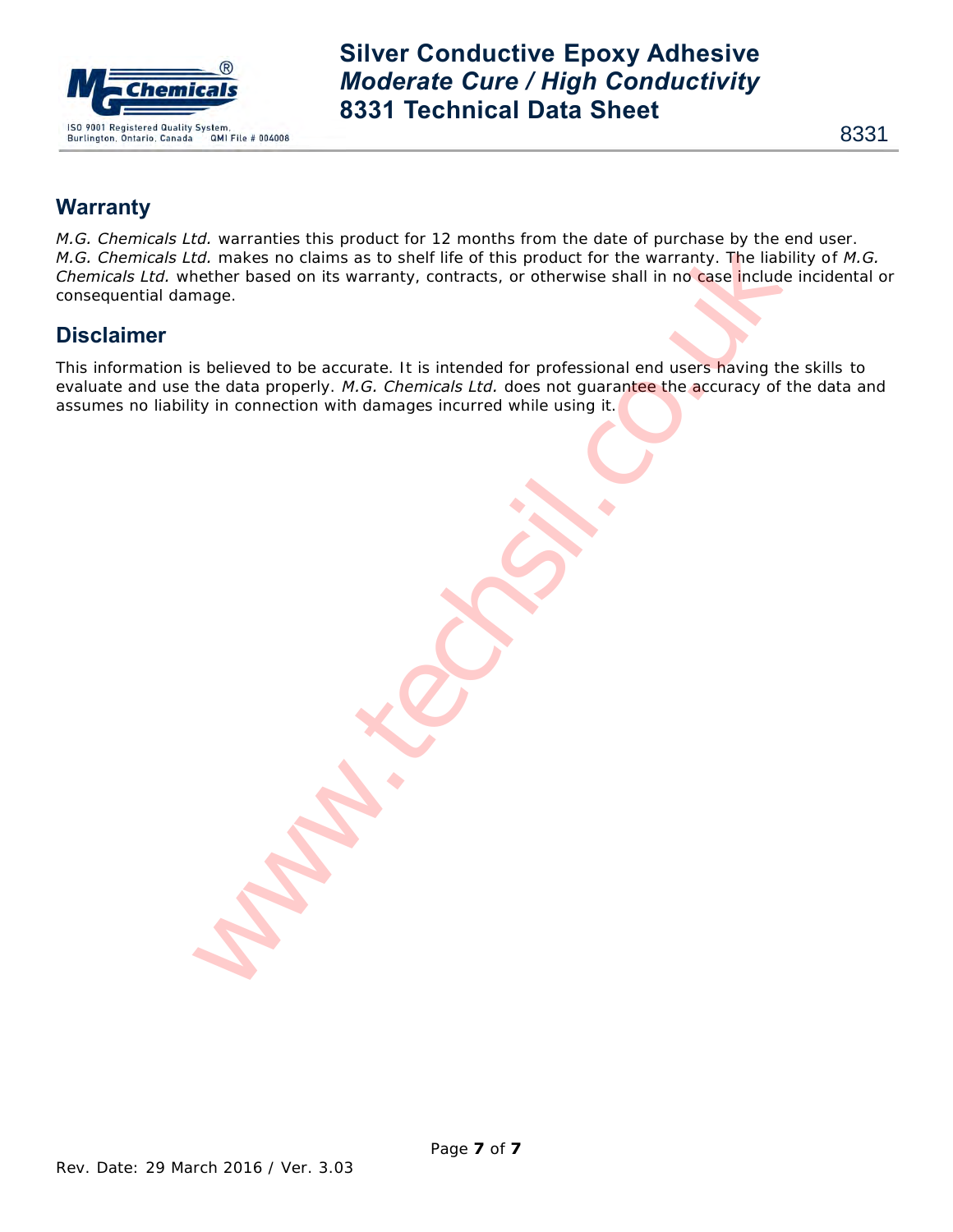## Warranty

*M.G. Chemicals Ltd.* warranties this product for 12 months from the date of purchase by the end user. *M.G. Chemicals Ltd.* makes no claims as to shelf life of this product for the warranty. The liability of *M.G. Chemicals Ltd.* whether based on its warranty, contracts, or otherwise shall in no case include incidental or consequential damage.

## Disclaimer

This information is believed to be accurate. It is intended for professional end users having the skills to evaluate and use the data properly. *M.G. Chemicals Ltd.* does not guarantee the accuracy of the data and assumes no liability in connection with damages incurred while using it.